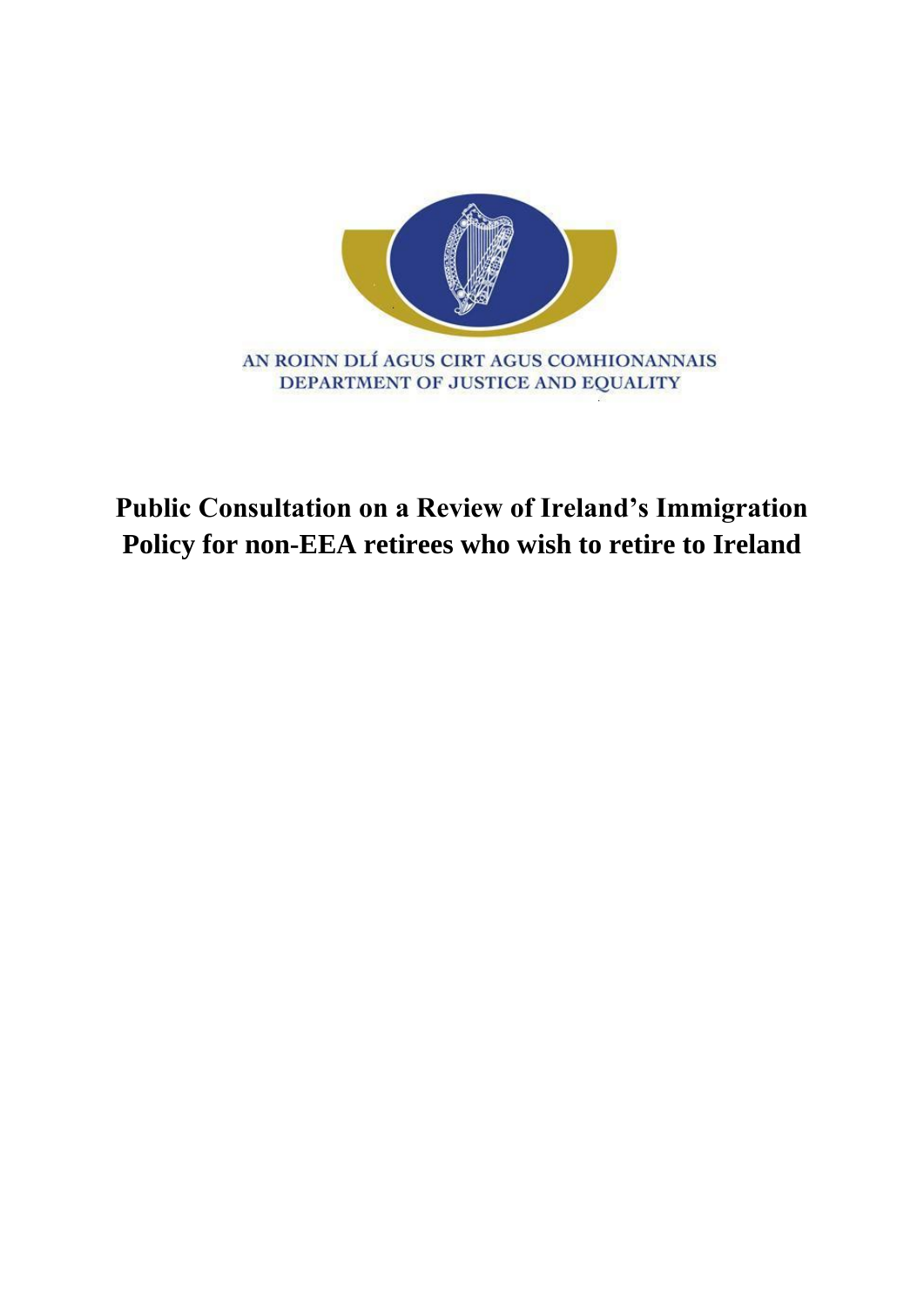AN ROINN DLÍ AGUS CIRT AGUS COMHIONANNAIS
DEPARTMENT OF JUSTICE AND EQUALITY

# Public Consultation on a Review of Ireland's Immigration Policy for non-EEA retirees who wish to retire to Ireland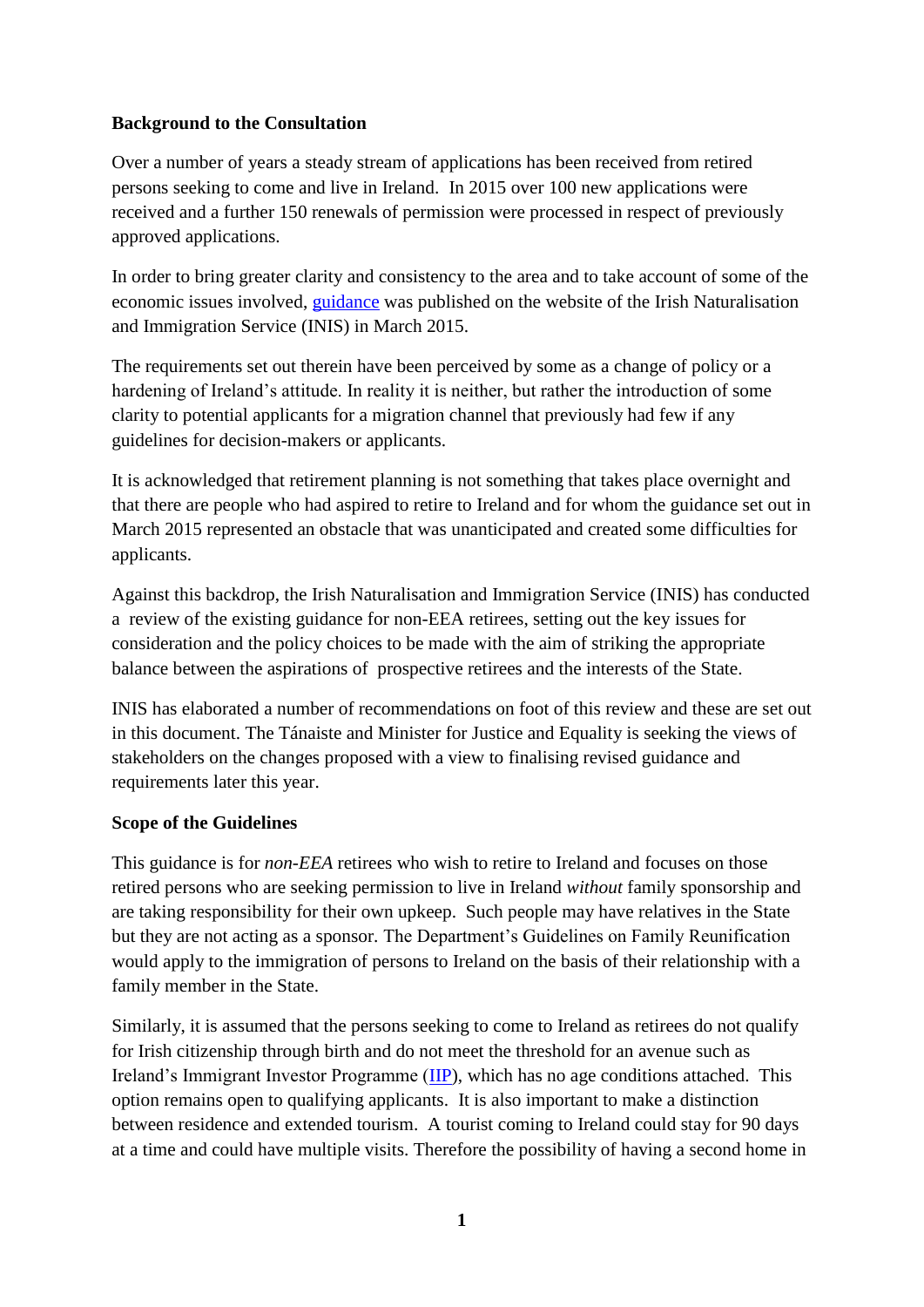**Background to the Consultation**

Over a number of years a steady stream of applications has been received from retired persons seeking to come and live in Ireland. In 2015 over 100 new applications were received and a further 150 renewals of permission were processed in respect of previously approved applications.

In order to bring greater clarity and consistency to the area and to take account of some of the economic issues involved, guidance was published on the website of the Irish Naturalisation and Immigration Service (INIS) in March 2015.

The requirements set out therein have been perceived by some as a change of policy or a hardening of Ireland's attitude. In reality it is neither, but rather the introduction of some clarity to potential applicants for a migration channel that previously had few if any guidelines for decision-makers or applicants.

It is acknowledged that retirement planning is not something that takes place overnight and that there are people who had aspired to retire to Ireland and for whom the guidance set out in March 2015 represented an obstacle that was unanticipated and created some difficulties for applicants.

Against this backdrop, the Irish Naturalisation and Immigration Service (INIS) has conducted a review of the existing guidance for non-EEA retirees, setting out the key issues for consideration and the policy choices to be made with the aim of striking the appropriate balance between the aspirations of prospective retirees and the interests of the State.

INIS has elaborated a number of recommendations on foot of this review and these are set out in this document. The Tánaiste and Minister for Justice and Equality is seeking the views of stakeholders on the changes proposed with a view to finalising revised guidance and requirements later this year.

**Scope of the Guidelines**

This guidance is for *non-EEA* retirees who wish to retire to Ireland and focuses on those retired persons who are seeking permission to live in Ireland *without* family sponsorship and are taking responsibility for their own upkeep. Such people may have relatives in the State but they are not acting as a sponsor. The Department's Guidelines on Family Reunification would apply to the immigration of persons to Ireland on the basis of their relationship with a family member in the State.

Similarly, it is assumed that the persons seeking to come to Ireland as retirees do not qualify for Irish citizenship through birth and do not meet the threshold for an avenue such as Ireland's Immigrant Investor Programme (IIP), which has no age conditions attached. This option remains open to qualifying applicants. It is also important to make a distinction between residence and extended tourism. A tourist coming to Ireland could stay for 90 days at a time and could have multiple visits. Therefore the possibility of having a second home in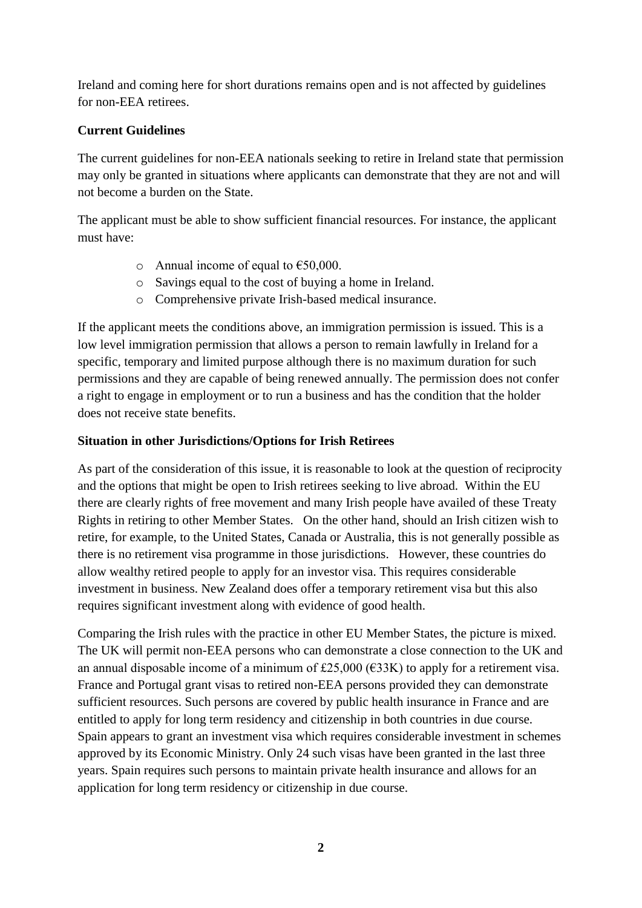Ireland and coming here for short durations remains open and is not affected by guidelines for non-EEA retirees.

**Current Guidelines**

The current guidelines for non-EEA nationals seeking to retire in Ireland state that permission may only be granted in situations where applicants can demonstrate that they are not and will not become a burden on the State.

The applicant must be able to show sufficient financial resources. For instance, the applicant must have:

- Annual income of equal to €50,000.
- Savings equal to the cost of buying a home in Ireland.
- Comprehensive private Irish-based medical insurance.

If the applicant meets the conditions above, an immigration permission is issued. This is a low level immigration permission that allows a person to remain lawfully in Ireland for a specific, temporary and limited purpose although there is no maximum duration for such permissions and they are capable of being renewed annually. The permission does not confer a right to engage in employment or to run a business and has the condition that the holder does not receive state benefits.

**Situation in other Jurisdictions/Options for Irish Retirees**

As part of the consideration of this issue, it is reasonable to look at the question of reciprocity and the options that might be open to Irish retirees seeking to live abroad. Within the EU there are clearly rights of free movement and many Irish people have availed of these Treaty Rights in retiring to other Member States. On the other hand, should an Irish citizen wish to retire, for example, to the United States, Canada or Australia, this is not generally possible as there is no retirement visa programme in those jurisdictions. However, these countries do allow wealthy retired people to apply for an investor visa. This requires considerable investment in business. New Zealand does offer a temporary retirement visa but this also requires significant investment along with evidence of good health.

Comparing the Irish rules with the practice in other EU Member States, the picture is mixed. The UK will permit non-EEA persons who can demonstrate a close connection to the UK and an annual disposable income of a minimum of £25,000 (€33K) to apply for a retirement visa. France and Portugal grant visas to retired non-EEA persons provided they can demonstrate sufficient resources. Such persons are covered by public health insurance in France and are entitled to apply for long term residency and citizenship in both countries in due course. Spain appears to grant an investment visa which requires considerable investment in schemes approved by its Economic Ministry. Only 24 such visas have been granted in the last three years. Spain requires such persons to maintain private health insurance and allows for an application for long term residency or citizenship in due course.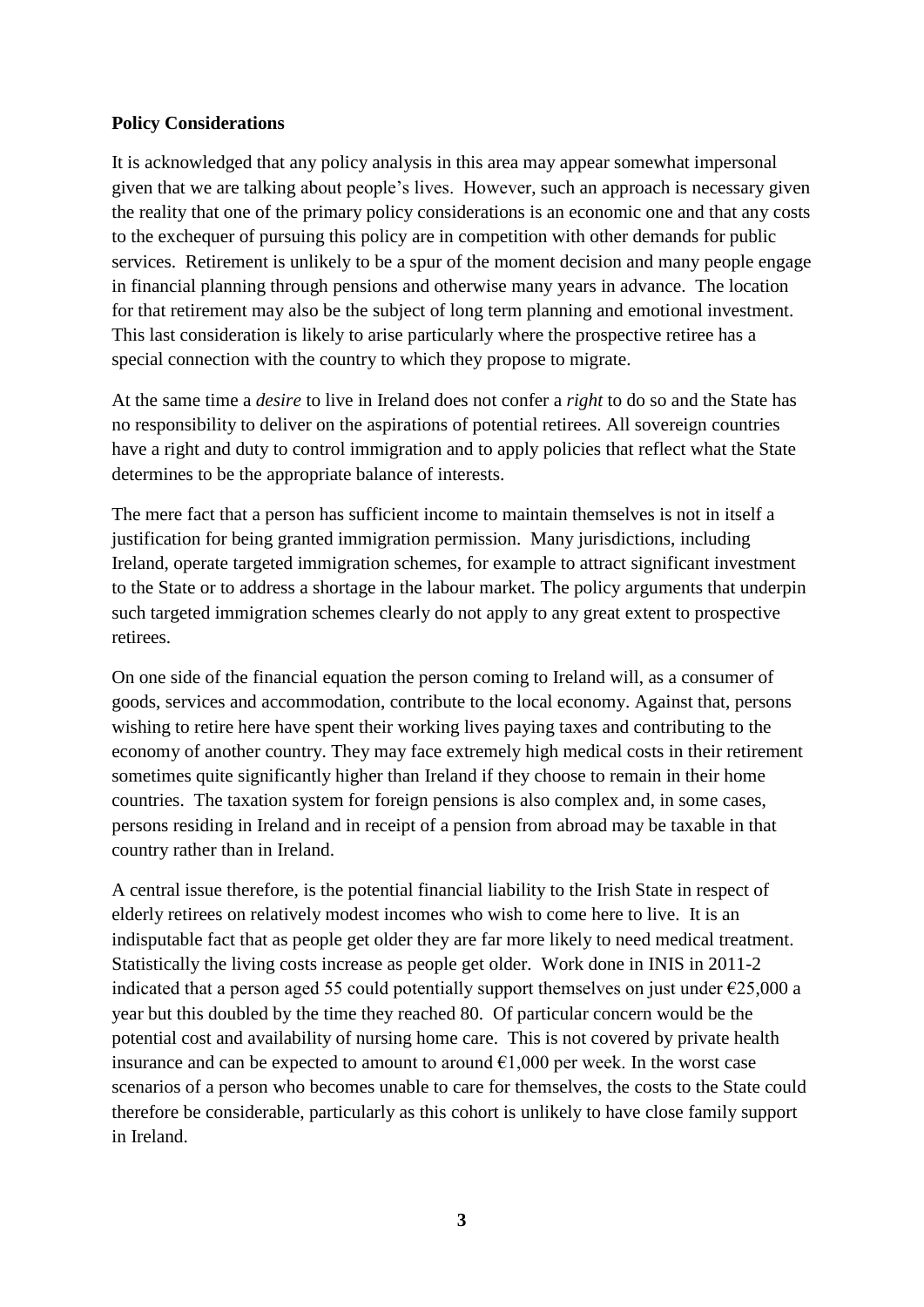**Policy Considerations**

It is acknowledged that any policy analysis in this area may appear somewhat impersonal given that we are talking about people's lives. However, such an approach is necessary given the reality that one of the primary policy considerations is an economic one and that any costs to the exchequer of pursuing this policy are in competition with other demands for public services. Retirement is unlikely to be a spur of the moment decision and many people engage in financial planning through pensions and otherwise many years in advance. The location for that retirement may also be the subject of long term planning and emotional investment. This last consideration is likely to arise particularly where the prospective retiree has a special connection with the country to which they propose to migrate.

At the same time a *desire* to live in Ireland does not confer a *right* to do so and the State has no responsibility to deliver on the aspirations of potential retirees. All sovereign countries have a right and duty to control immigration and to apply policies that reflect what the State determines to be the appropriate balance of interests.

The mere fact that a person has sufficient income to maintain themselves is not in itself a justification for being granted immigration permission. Many jurisdictions, including Ireland, operate targeted immigration schemes, for example to attract significant investment to the State or to address a shortage in the labour market. The policy arguments that underpin such targeted immigration schemes clearly do not apply to any great extent to prospective retirees.

On one side of the financial equation the person coming to Ireland will, as a consumer of goods, services and accommodation, contribute to the local economy. Against that, persons wishing to retire here have spent their working lives paying taxes and contributing to the economy of another country. They may face extremely high medical costs in their retirement sometimes quite significantly higher than Ireland if they choose to remain in their home countries. The taxation system for foreign pensions is also complex and, in some cases, persons residing in Ireland and in receipt of a pension from abroad may be taxable in that country rather than in Ireland.

A central issue therefore, is the potential financial liability to the Irish State in respect of elderly retirees on relatively modest incomes who wish to come here to live. It is an indisputable fact that as people get older they are far more likely to need medical treatment. Statistically the living costs increase as people get older. Work done in INIS in 2011-2 indicated that a person aged 55 could potentially support themselves on just under €25,000 a year but this doubled by the time they reached 80. Of particular concern would be the potential cost and availability of nursing home care. This is not covered by private health insurance and can be expected to amount to around €1,000 per week. In the worst case scenarios of a person who becomes unable to care for themselves, the costs to the State could therefore be considerable, particularly as this cohort is unlikely to have close family support in Ireland.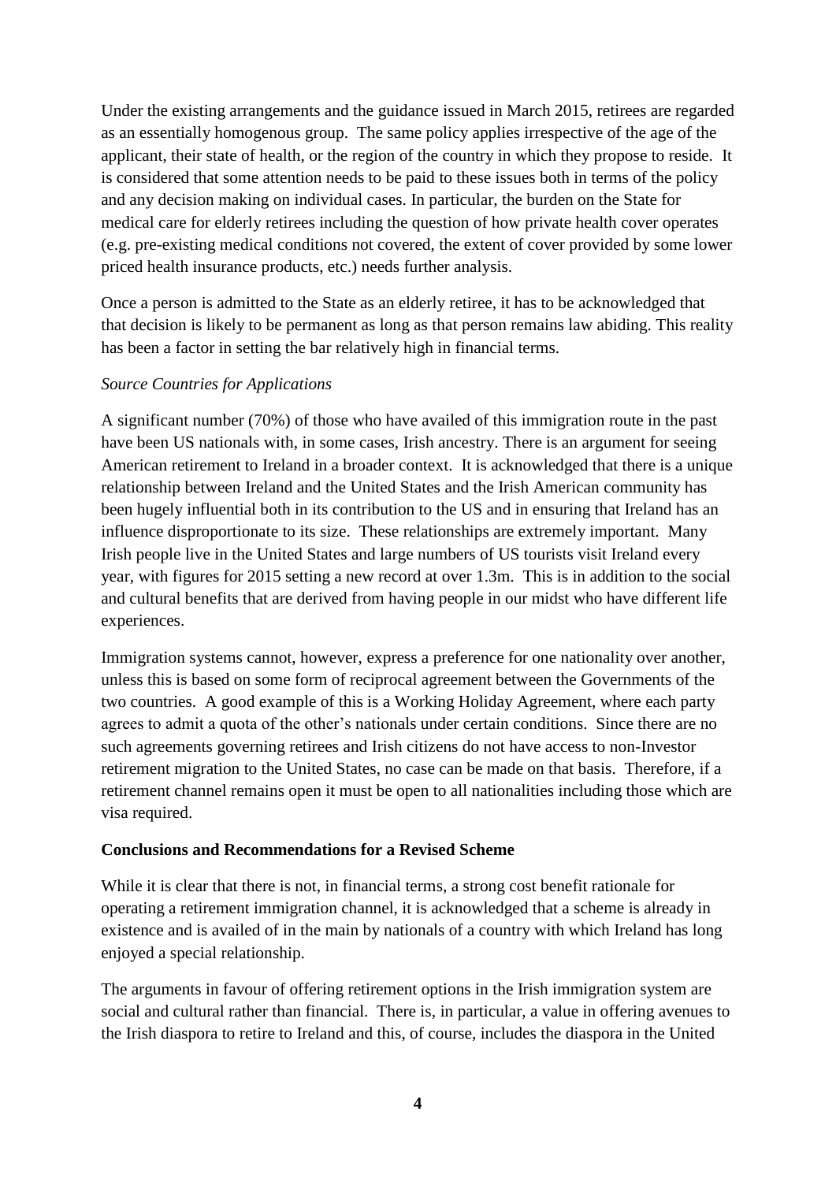Under the existing arrangements and the guidance issued in March 2015, retirees are regarded as an essentially homogenous group. The same policy applies irrespective of the age of the applicant, their state of health, or the region of the country in which they propose to reside. It is considered that some attention needs to be paid to these issues both in terms of the policy and any decision making on individual cases. In particular, the burden on the State for medical care for elderly retirees including the question of how private health cover operates (e.g. pre-existing medical conditions not covered, the extent of cover provided by some lower priced health insurance products, etc.) needs further analysis.

Once a person is admitted to the State as an elderly retiree, it has to be acknowledged that that decision is likely to be permanent as long as that person remains law abiding. This reality has been a factor in setting the bar relatively high in financial terms.

*Source Countries for Applications*

A significant number (70%) of those who have availed of this immigration route in the past have been US nationals with, in some cases, Irish ancestry. There is an argument for seeing American retirement to Ireland in a broader context. It is acknowledged that there is a unique relationship between Ireland and the United States and the Irish American community has been hugely influential both in its contribution to the US and in ensuring that Ireland has an influence disproportionate to its size. These relationships are extremely important. Many Irish people live in the United States and large numbers of US tourists visit Ireland every year, with figures for 2015 setting a new record at over 1.3m. This is in addition to the social and cultural benefits that are derived from having people in our midst who have different life experiences.

Immigration systems cannot, however, express a preference for one nationality over another, unless this is based on some form of reciprocal agreement between the Governments of the two countries. A good example of this is a Working Holiday Agreement, where each party agrees to admit a quota of the other's nationals under certain conditions. Since there are no such agreements governing retirees and Irish citizens do not have access to non-Investor retirement migration to the United States, no case can be made on that basis. Therefore, if a retirement channel remains open it must be open to all nationalities including those which are visa required.

**Conclusions and Recommendations for a Revised Scheme**

While it is clear that there is not, in financial terms, a strong cost benefit rationale for operating a retirement immigration channel, it is acknowledged that a scheme is already in existence and is availed of in the main by nationals of a country with which Ireland has long enjoyed a special relationship.

The arguments in favour of offering retirement options in the Irish immigration system are social and cultural rather than financial. There is, in particular, a value in offering avenues to the Irish diaspora to retire to Ireland and this, of course, includes the diaspora in the United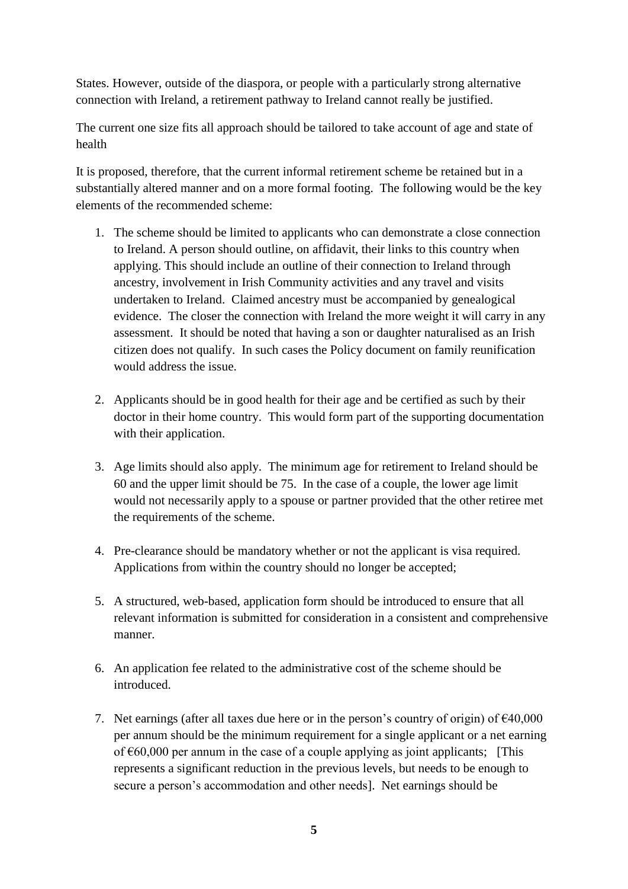States. However, outside of the diaspora, or people with a particularly strong alternative connection with Ireland, a retirement pathway to Ireland cannot really be justified.

The current one size fits all approach should be tailored to take account of age and state of health

It is proposed, therefore, that the current informal retirement scheme be retained but in a substantially altered manner and on a more formal footing. The following would be the key elements of the recommended scheme:

1. The scheme should be limited to applicants who can demonstrate a close connection to Ireland. A person should outline, on affidavit, their links to this country when applying. This should include an outline of their connection to Ireland through ancestry, involvement in Irish Community activities and any travel and visits undertaken to Ireland. Claimed ancestry must be accompanied by genealogical evidence. The closer the connection with Ireland the more weight it will carry in any assessment. It should be noted that having a son or daughter naturalised as an Irish citizen does not qualify. In such cases the Policy document on family reunification would address the issue.

2. Applicants should be in good health for their age and be certified as such by their doctor in their home country. This would form part of the supporting documentation with their application.

3. Age limits should also apply. The minimum age for retirement to Ireland should be 60 and the upper limit should be 75. In the case of a couple, the lower age limit would not necessarily apply to a spouse or partner provided that the other retiree met the requirements of the scheme.

4. Pre-clearance should be mandatory whether or not the applicant is visa required. Applications from within the country should no longer be accepted;

5. A structured, web-based, application form should be introduced to ensure that all relevant information is submitted for consideration in a consistent and comprehensive manner.

6. An application fee related to the administrative cost of the scheme should be introduced.

7. Net earnings (after all taxes due here or in the person's country of origin) of €40,000 per annum should be the minimum requirement for a single applicant or a net earning of €60,000 per annum in the case of a couple applying as joint applicants; [This represents a significant reduction in the previous levels, but needs to be enough to secure a person's accommodation and other needs]. Net earnings should be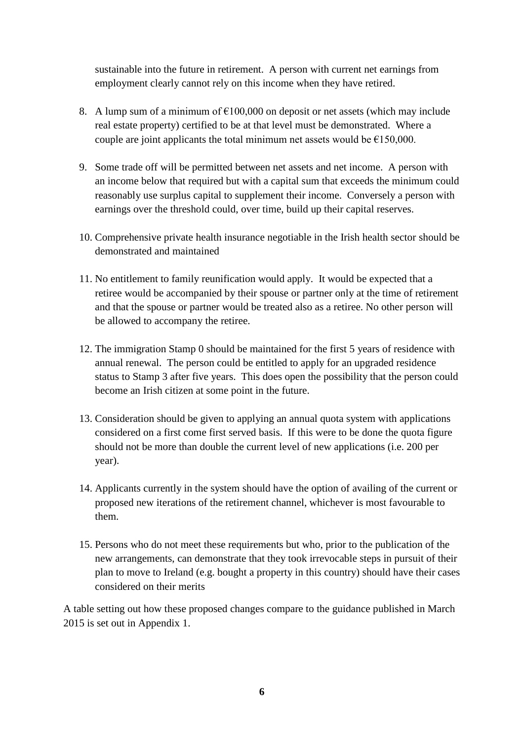sustainable into the future in retirement. A person with current net earnings from employment clearly cannot rely on this income when they have retired.

8. A lump sum of a minimum of €100,000 on deposit or net assets (which may include real estate property) certified to be at that level must be demonstrated. Where a couple are joint applicants the total minimum net assets would be €150,000.

9. Some trade off will be permitted between net assets and net income. A person with an income below that required but with a capital sum that exceeds the minimum could reasonably use surplus capital to supplement their income. Conversely a person with earnings over the threshold could, over time, build up their capital reserves.

10. Comprehensive private health insurance negotiable in the Irish health sector should be demonstrated and maintained

11. No entitlement to family reunification would apply. It would be expected that a retiree would be accompanied by their spouse or partner only at the time of retirement and that the spouse or partner would be treated also as a retiree. No other person will be allowed to accompany the retiree.

12. The immigration Stamp 0 should be maintained for the first 5 years of residence with annual renewal. The person could be entitled to apply for an upgraded residence status to Stamp 3 after five years. This does open the possibility that the person could become an Irish citizen at some point in the future.

13. Consideration should be given to applying an annual quota system with applications considered on a first come first served basis. If this were to be done the quota figure should not be more than double the current level of new applications (i.e. 200 per year).

14. Applicants currently in the system should have the option of availing of the current or proposed new iterations of the retirement channel, whichever is most favourable to them.

15. Persons who do not meet these requirements but who, prior to the publication of the new arrangements, can demonstrate that they took irrevocable steps in pursuit of their plan to move to Ireland (e.g. bought a property in this country) should have their cases considered on their merits

A table setting out how these proposed changes compare to the guidance published in March 2015 is set out in Appendix 1.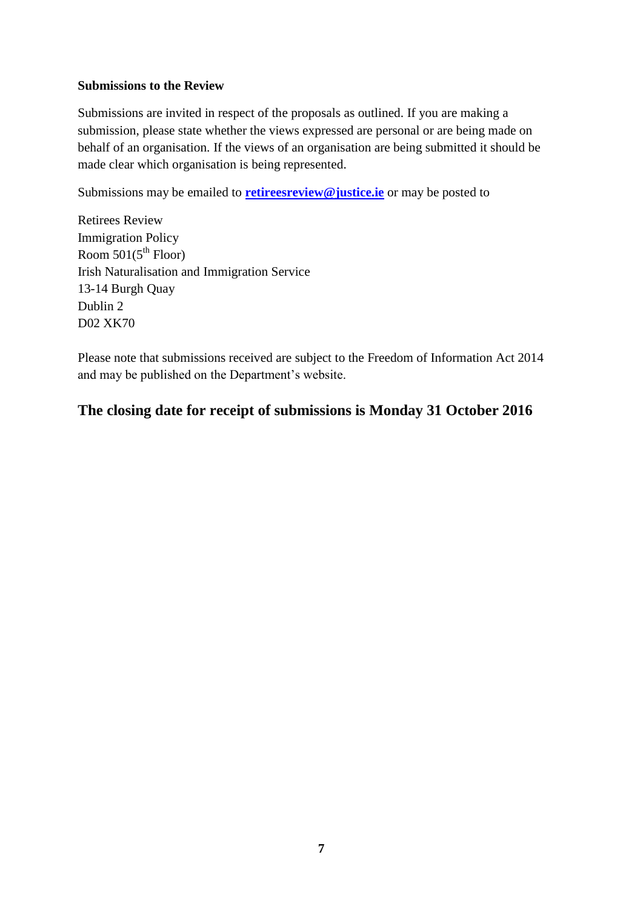**Submissions to the Review**

Submissions are invited in respect of the proposals as outlined. If you are making a submission, please state whether the views expressed are personal or are being made on behalf of an organisation. If the views of an organisation are being submitted it should be made clear which organisation is being represented.

Submissions may be emailed to **retireesreview@justice.ie** or may be posted to

Retirees Review
Immigration Policy
Room 501(5th Floor)
Irish Naturalisation and Immigration Service
13-14 Burgh Quay
Dublin 2
D02 XK70

Please note that submissions received are subject to the Freedom of Information Act 2014 and may be published on the Department's website.

## The closing date for receipt of submissions is Monday 31 October 2016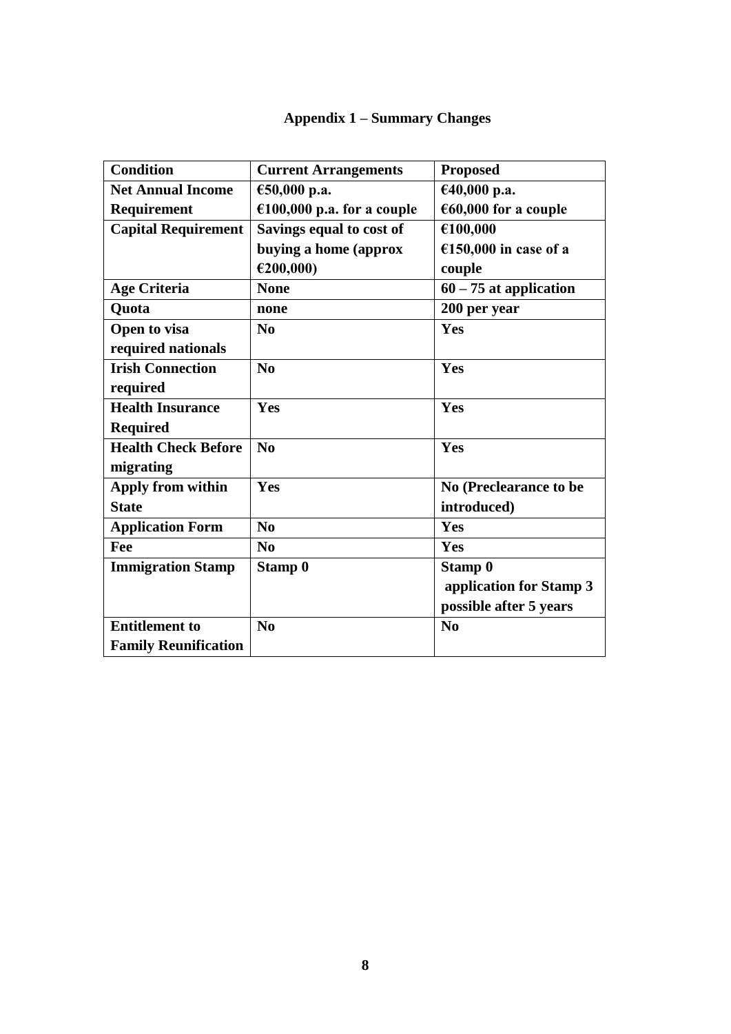## Appendix 1 – Summary Changes

| Condition | Current Arrangements | Proposed |
|---|---|---|
| **Net Annual Income Requirement** | **€50,000 p.a. €100,000 p.a. for a couple** | **€40,000 p.a. €60,000 for a couple** |
| **Capital Requirement** | **Savings equal to cost of buying a home (approx €200,000)** | **€100,000 €150,000 in case of a couple** |
| **Age Criteria** | **None** | **60 – 75 at application** |
| **Quota** | **none** | **200 per year** |
| **Open to visa required nationals** | **No** | **Yes** |
| **Irish Connection required** | **No** | **Yes** |
| **Health Insurance Required** | **Yes** | **Yes** |
| **Health Check Before migrating** | **No** | **Yes** |
| **Apply from within State** | **Yes** | **No (Preclearance to be introduced)** |
| **Application Form** | **No** | **Yes** |
| **Fee** | **No** | **Yes** |
| **Immigration Stamp** | **Stamp 0** | **Stamp 0 application for Stamp 3 possible after 5 years** |
| **Entitlement to Family Reunification** | **No** | **No** |